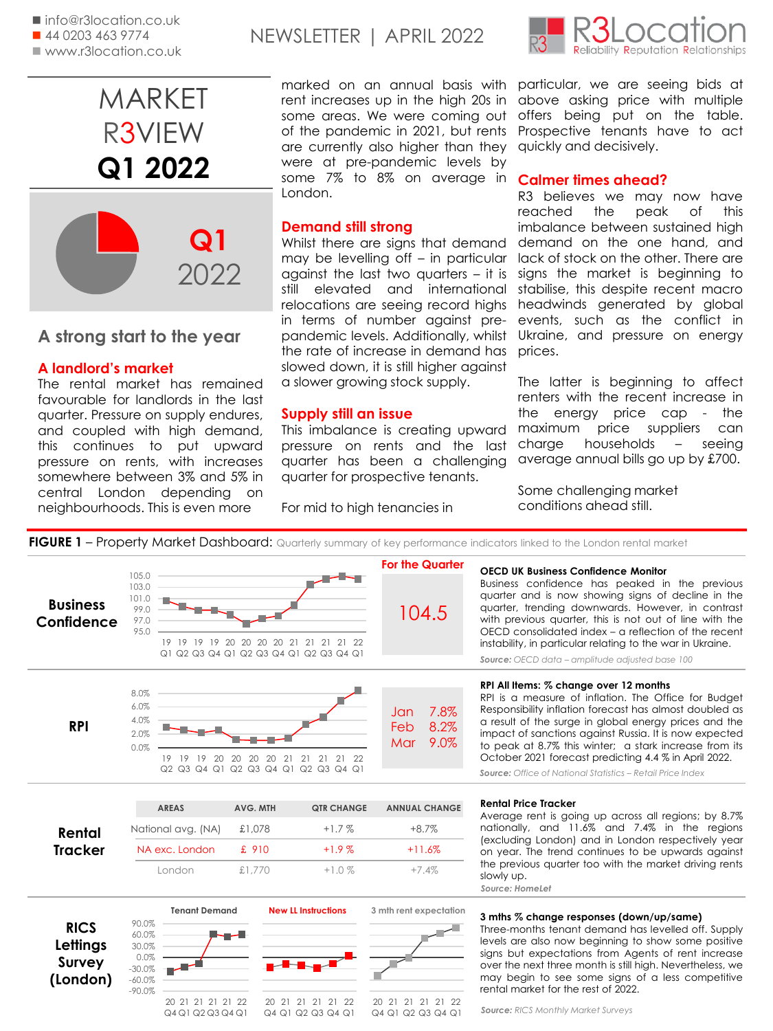■ info@r3location.co.uk
■ 44 0203 463 9774
■ www.r3location.co.uk

NEWSLETTER | APRIL 2022

R3Location
Reliability Reputation Relationships

# MARKET R3VIEW Q1 2022

Q1 2022

## A strong start to the year

### A landlord's market

The rental market has remained favourable for landlords in the last quarter. Pressure on supply endures, and coupled with high demand, this continues to put upward pressure on rents, with increases somewhere between 3% and 5% in central London depending on neighbourhoods. This is even more marked on an annual basis with rent increases up in the high 20s in some areas. We were coming out of the pandemic in 2021, but rents are currently also higher than they were at pre-pandemic levels by some 7% to 8% on average in London.

### Demand still strong

Whilst there are signs that demand may be levelling off – in particular against the last two quarters – it is still elevated and international relocations are seeing record highs in terms of number against pre-pandemic levels. Additionally, whilst the rate of increase in demand has slowed down, it is still higher against a slower growing stock supply.

### Supply still an issue

This imbalance is creating upward pressure on rents and the last quarter has been a challenging quarter for prospective tenants.

For mid to high tenancies in particular, we are seeing bids at above asking price with multiple offers being put on the table. Prospective tenants have to act quickly and decisively.

### Calmer times ahead?

R3 believes we may now have reached the peak of this imbalance between sustained high demand on the one hand, and lack of stock on the other. There are signs the market is beginning to stabilise, this despite recent macro headwinds generated by global events, such as the conflict in Ukraine, and pressure on energy prices.

The latter is beginning to affect renters with the recent increase in the energy price cap - the maximum price suppliers can charge households – seeing average annual bills go up by £700.

Some challenging market conditions ahead still.

**FIGURE 1** – Property Market Dashboard: Quarterly summary of key performance indicators linked to the London rental market

### Business Confidence

Chart: 105.0–95.0 scale; 19 Q1, 19 Q2, 19 Q3, 19 Q4, 20 Q1, 20 Q2, 20 Q3, 20 Q4, 21 Q1, 21 Q2, 21 Q3, 21 Q4, 22 Q1

**For the Quarter:** 104.5

**OECD UK Business Confidence Monitor**

Business confidence has peaked in the previous quarter and is now showing signs of decline in the quarter, trending downwards. However, in contrast with previous quarter, this is not out of line with the OECD consolidated index – a reflection of the recent instability, in particular relating to the war in Ukraine.

*Source: OECD data – amplitude adjusted base 100*

### RPI

Chart: 8.0%–0.0% scale; 19 Q2, 19 Q3, 19 Q4, 20 Q1, 20 Q2, 20 Q3, 20 Q4, 21 Q1, 21 Q2, 21 Q3, 21 Q4, 22 Q1

| | |
|---|---|
| Jan | 7.8% |
| Feb | 8.2% |
| Mar | 9.0% |

**RPI All Items: % change over 12 months**

RPI is a measure of inflation. The Office for Budget Responsibility inflation forecast has almost doubled as a result of the surge in global energy prices and the impact of sanctions against Russia. It is now expected to peak at 8.7% this winter; a stark increase from its October 2021 forecast predicting 4.4 % in April 2022.

*Source: Office of National Statistics – Retail Price Index*

### Rental Tracker

| AREAS | AVG. MTH | QTR CHANGE | ANNUAL CHANGE |
|---|---|---|---|
| National avg. (NA) | £1,078 | +1.7 % | +8.7% |
| NA exc. London | £ 910 | +1.9 % | +11.6% |
| London | £1,770 | +1.0 % | +7.4% |

**Rental Price Tracker**

Average rent is going up across all regions; by 8.7% nationally, and 11.6% and 7.4% in the regions (excluding London) and in London respectively year on year. The trend continues to be upwards against the previous quarter too with the market driving rents slowly up.

*Source: HomeLet*

### RICS Lettings Survey (London)

Charts: Tenant Demand; New LL Instructions; 3 mth rent expectation (90.0% to -90.0% scale; 20 Q4, 21 Q1, 21 Q2, 21 Q3, 21 Q4, 22 Q1)

**3 mths % change responses (down/up/same)**

Three-months tenant demand has levelled off. Supply levels are also now beginning to show some positive signs but expectations from Agents of rent increase over the next three month is still high. Nevertheless, we may begin to see some signs of a less competitive rental market for the rest of 2022.

*Source: RICS Monthly Market Surveys*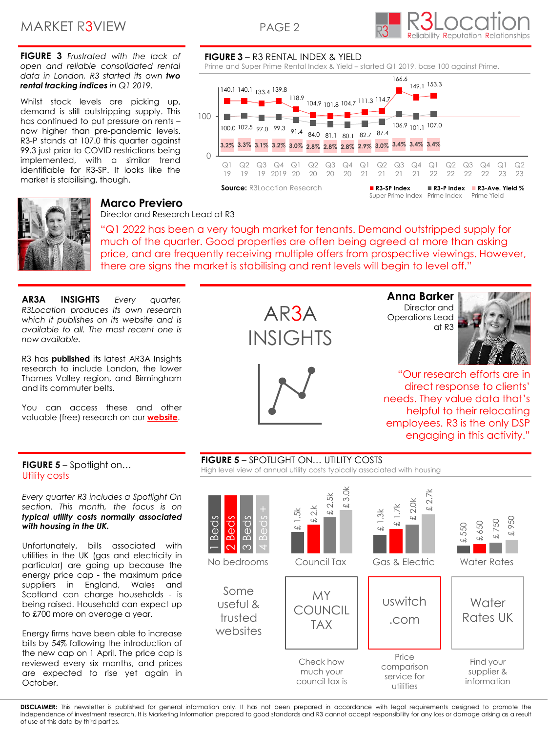**FIGURE 3** *Frustrated with the lack of open and reliable consolidated rental data in London, R3 started its own **two rental tracking indices** in Q1 2019.*

Whilst stock levels are picking up, demand is still outstripping supply. This has continued to put pressure on rents – now higher than pre-pandemic levels. R3-P stands at 107.0 this quarter against 99.3 just prior to COVID restrictions being implemented, with a similar trend identifiable for R3-SP. It looks like the market is stabilising, though.

**FIGURE 3** – R3 RENTAL INDEX & YIELD

Prime and Super Prime Rental Index & Yield – started Q1 2019, base 100 against Prime.

140.1 140.1 133.4 139.8 118.9 104.9 101.8 104.7 111.3 114.7 166.6 149.1 153.3

100.0 102.5 97.0 99.3 91.4 84.0 81.1 80.1 82.7 87.4 106.9 101.1 107.0

3.2% 3.3% 3.1% 3.2% 3.0% 2.8% 2.8% 2.8% 2.9% 3.0% 3.4% 3.4% 3.4%

100

0

Q1 19, Q2 19, Q3 19, Q4 2019, Q1 20, Q2 20, Q3 20, Q4 20, Q1 21, Q2 21, Q3 21, Q4 21, Q1 22, Q2 22, Q3 22, Q4 22, Q1 23, Q2 23

**Source:** R3Location Research

R3-SP Index – Super Prime Index; R3-P Index – Prime Index; R3-Ave. Yield % – Prime Yield

**Marco Previero**

Director and Research Lead at R3

"Q1 2022 has been a very tough market for tenants. Demand outstripped supply for much of the quarter. Good properties are often being agreed at more than asking price, and are frequently receiving multiple offers from prospective viewings. However, there are signs the market is stabilising and rent levels will begin to level off."

**AR3A INSIGHTS** *Every quarter, R3Location produces its own research which it publishes on its website and is available to all. The most recent one is now available.*

R3 has **published** its latest AR3A Insights research to include London, the lower Thames Valley region, and Birmingham and its commuter belts.

You can access these and other valuable (free) research on our **website**.

AR3A INSIGHTS

**Anna Barker**

Director and Operations Lead at R3

"Our research efforts are in direct response to clients' needs. They value data that's helpful to their relocating employees. R3 is the only DSP engaging in this activity."

**FIGURE 5** – Spotlight on…
Utility costs

*Every quarter R3 includes a Spotlight On section. This month, the focus is on **typical utility costs normally associated with housing in the UK.***

Unfortunately, bills associated with utilities in the UK (gas and electricity in particular) are going up because the energy price cap - the maximum price suppliers in England, Wales and Scotland can charge households - is being raised. Household can expect up to £700 more on average a year.

Energy firms have been able to increase bills by 54% following the introduction of the new cap on 1 April. The price cap is reviewed every six months, and prices are expected to rise yet again in October.

**FIGURE 5** – SPOTLIGHT ON… UTILITY COSTS

High level view of annual utility costs typically associated with housing

No bedrooms: 1 Beds, 2 Beds, 3 Beds, 4 Beds +

Council Tax: £ 1.5k, £ 2.k, £ 2.5k, £ 3.0k

Gas & Electric: £ 1.3k, £ 1.7k, £ 2.0k, £ 2.7k

Water Rates: £ 550, £ 650, £ 750, £ 950

Some useful & trusted websites

MY COUNCIL TAX – Check how much your council tax is

uswitch .com – Price comparison service for utilities

Water Rates UK – Find your supplier & information

**DISCLAIMER:** This newsletter is published for general information only. It has not been prepared in accordance with legal requirements designed to promote the independence of investment research. It is Marketing Information prepared to good standards and R3 cannot accept responsibility for any loss or damage arising as a result of use of this data by third parties.